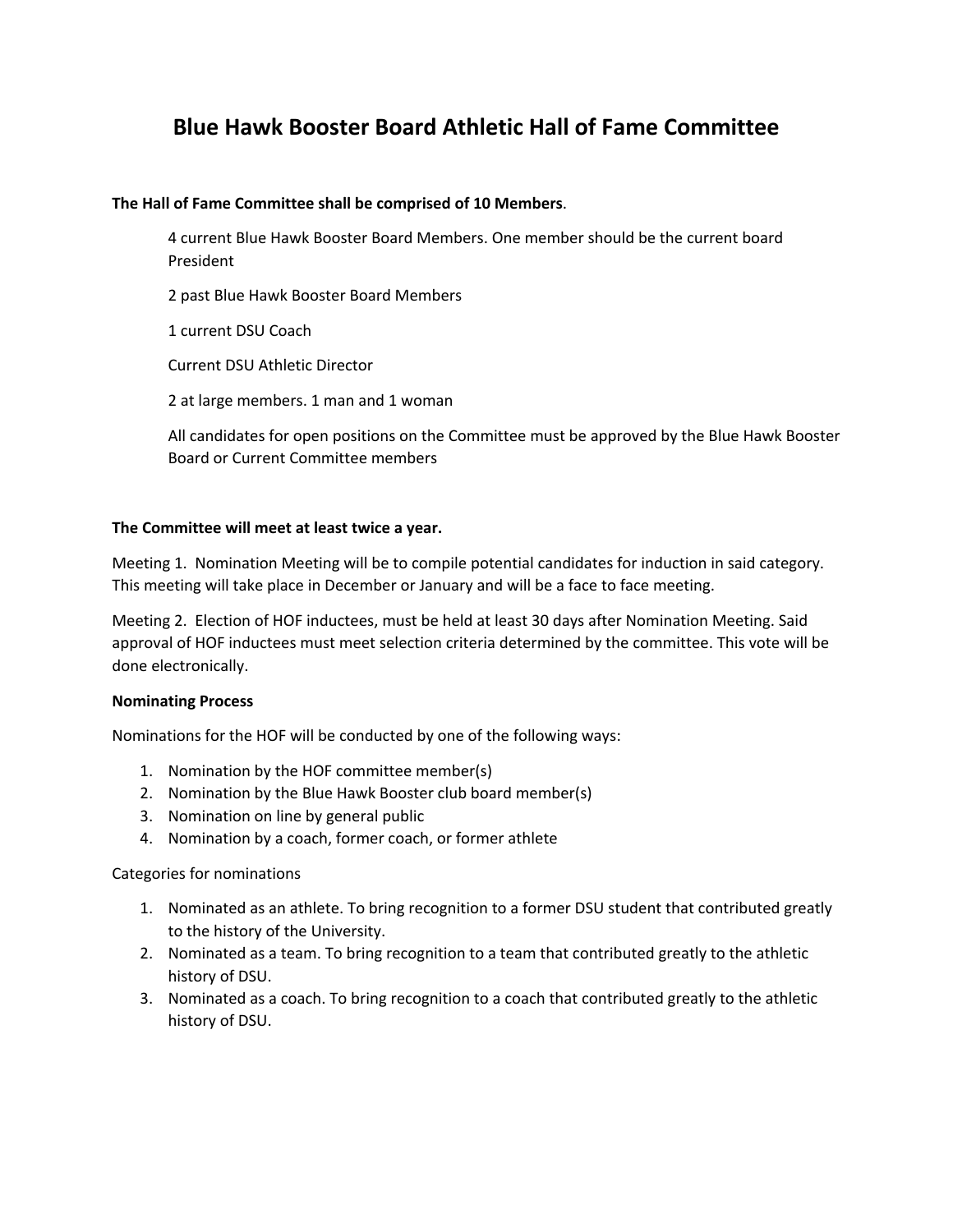# Blue Hawk Booster Board Athletic Hall of Fame Committee

**The Hall of Fame Committee shall be comprised of 10 Members**.

4 current Blue Hawk Booster Board Members. One member should be the current board President

2 past Blue Hawk Booster Board Members

1 current DSU Coach

Current DSU Athletic Director

2 at large members. 1 man and 1 woman

All candidates for open positions on the Committee must be approved by the Blue Hawk Booster Board or Current Committee members

**The Committee will meet at least twice a year.**

Meeting 1. Nomination Meeting will be to compile potential candidates for induction in said category. This meeting will take place in December or January and will be a face to face meeting.

Meeting 2. Election of HOF inductees, must be held at least 30 days after Nomination Meeting. Said approval of HOF inductees must meet selection criteria determined by the committee. This vote will be done electronically.

**Nominating Process**

Nominations for the HOF will be conducted by one of the following ways:

1. Nomination by the HOF committee member(s)
2. Nomination by the Blue Hawk Booster club board member(s)
3. Nomination on line by general public
4. Nomination by a coach, former coach, or former athlete

Categories for nominations

1. Nominated as an athlete. To bring recognition to a former DSU student that contributed greatly to the history of the University.
2. Nominated as a team. To bring recognition to a team that contributed greatly to the athletic history of DSU.
3. Nominated as a coach. To bring recognition to a coach that contributed greatly to the athletic history of DSU.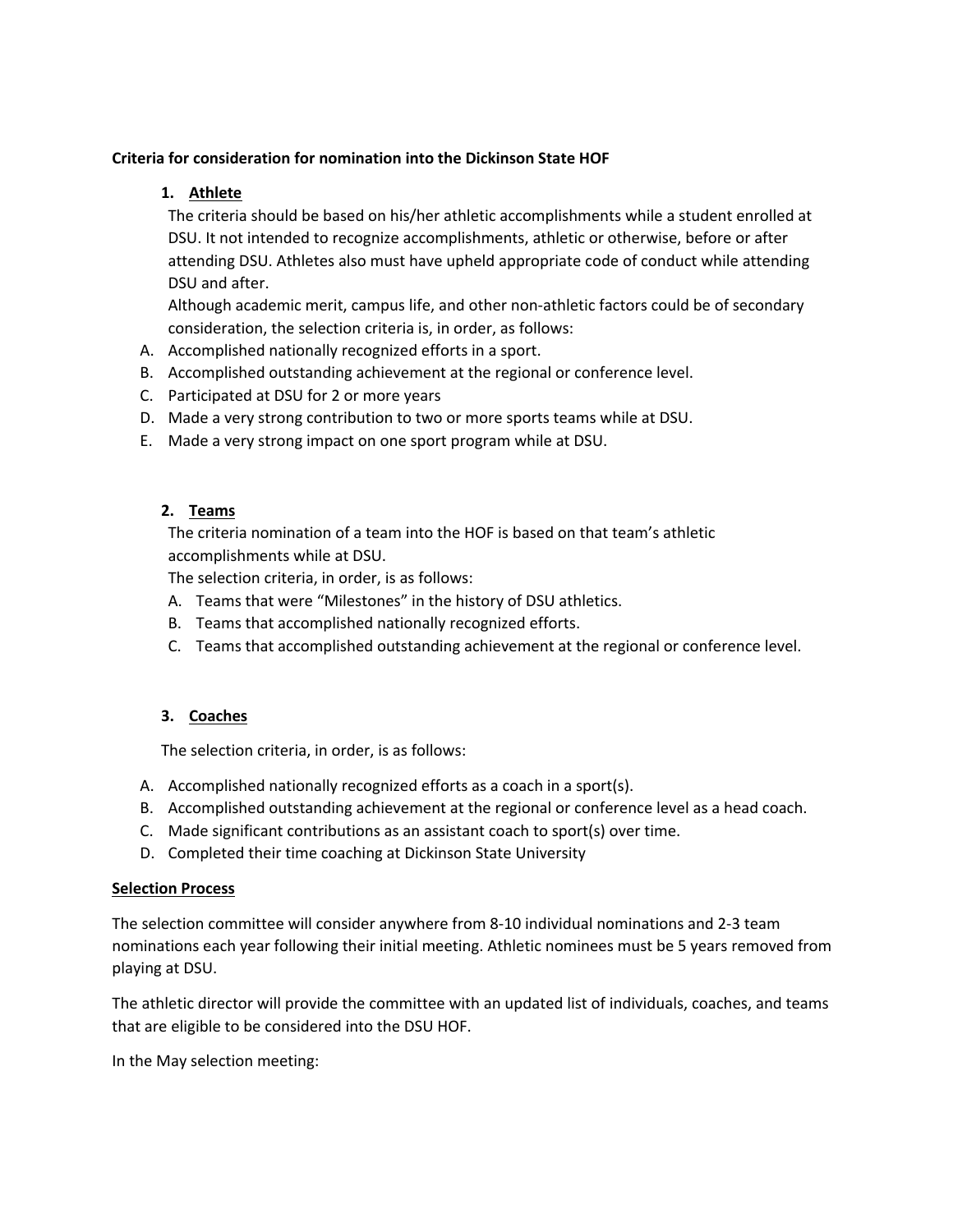**Criteria for consideration for nomination into the Dickinson State HOF**

1. **Athlete**

   The criteria should be based on his/her athletic accomplishments while a student enrolled at DSU. It not intended to recognize accomplishments, athletic or otherwise, before or after attending DSU. Athletes also must have upheld appropriate code of conduct while attending DSU and after.

   Although academic merit, campus life, and other non-athletic factors could be of secondary consideration, the selection criteria is, in order, as follows:

   A. Accomplished nationally recognized efforts in a sport.
   B. Accomplished outstanding achievement at the regional or conference level.
   C. Participated at DSU for 2 or more years
   D. Made a very strong contribution to two or more sports teams while at DSU.
   E. Made a very strong impact on one sport program while at DSU.

2. **Teams**

   The criteria nomination of a team into the HOF is based on that team's athletic accomplishments while at DSU.

   The selection criteria, in order, is as follows:

   A. Teams that were "Milestones" in the history of DSU athletics.
   B. Teams that accomplished nationally recognized efforts.
   C. Teams that accomplished outstanding achievement at the regional or conference level.

3. **Coaches**

   The selection criteria, in order, is as follows:

   A. Accomplished nationally recognized efforts as a coach in a sport(s).
   B. Accomplished outstanding achievement at the regional or conference level as a head coach.
   C. Made significant contributions as an assistant coach to sport(s) over time.
   D. Completed their time coaching at Dickinson State University

**Selection Process**

The selection committee will consider anywhere from 8-10 individual nominations and 2-3 team nominations each year following their initial meeting. Athletic nominees must be 5 years removed from playing at DSU.

The athletic director will provide the committee with an updated list of individuals, coaches, and teams that are eligible to be considered into the DSU HOF.

In the May selection meeting: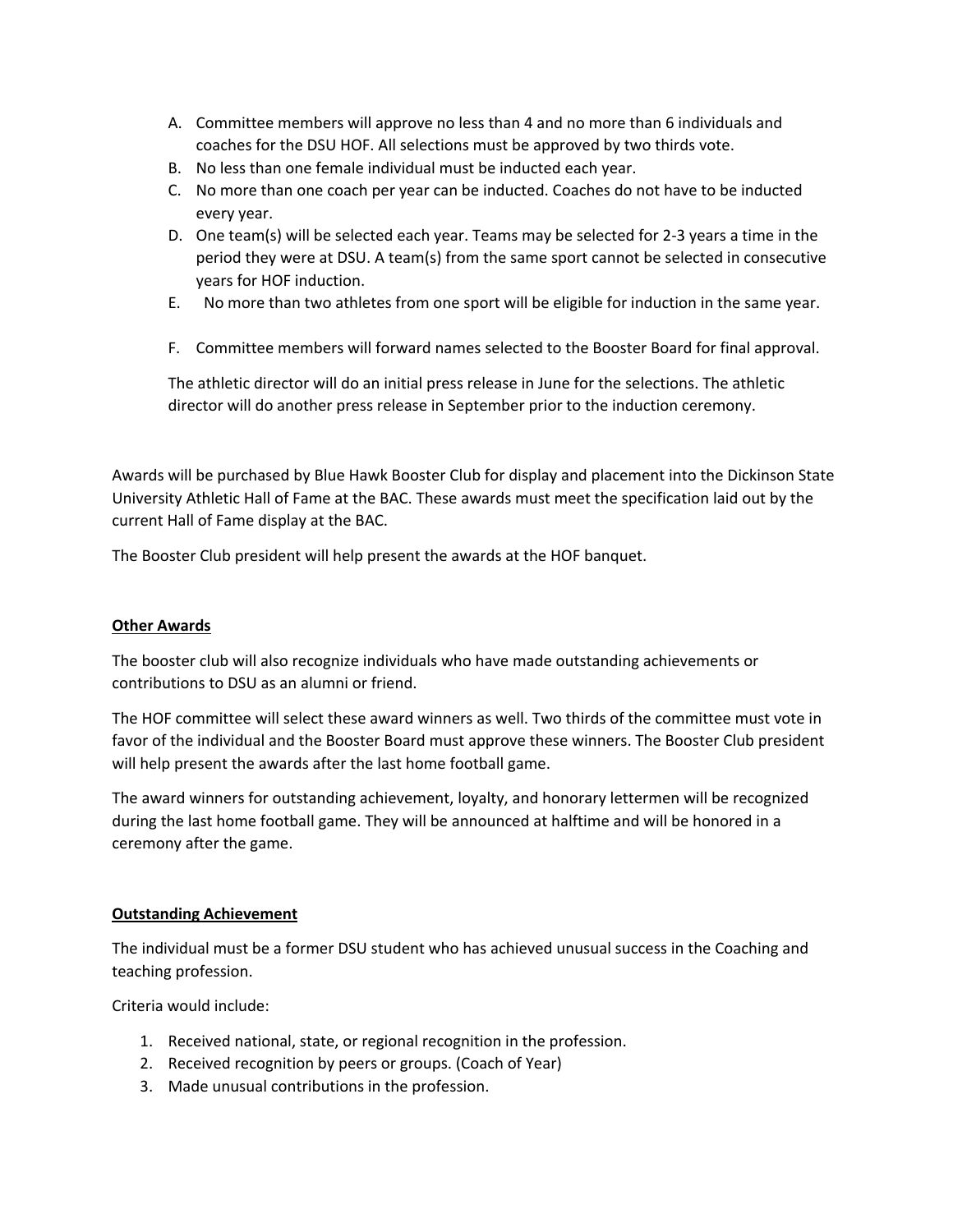A. Committee members will approve no less than 4 and no more than 6 individuals and coaches for the DSU HOF. All selections must be approved by two thirds vote.
B. No less than one female individual must be inducted each year.
C. No more than one coach per year can be inducted. Coaches do not have to be inducted every year.
D. One team(s) will be selected each year. Teams may be selected for 2-3 years a time in the period they were at DSU. A team(s) from the same sport cannot be selected in consecutive years for HOF induction.
E. No more than two athletes from one sport will be eligible for induction in the same year.
F. Committee members will forward names selected to the Booster Board for final approval.

The athletic director will do an initial press release in June for the selections. The athletic director will do another press release in September prior to the induction ceremony.

Awards will be purchased by Blue Hawk Booster Club for display and placement into the Dickinson State University Athletic Hall of Fame at the BAC. These awards must meet the specification laid out by the current Hall of Fame display at the BAC.

The Booster Club president will help present the awards at the HOF banquet.

## Other Awards

The booster club will also recognize individuals who have made outstanding achievements or contributions to DSU as an alumni or friend.

The HOF committee will select these award winners as well. Two thirds of the committee must vote in favor of the individual and the Booster Board must approve these winners. The Booster Club president will help present the awards after the last home football game.

The award winners for outstanding achievement, loyalty, and honorary lettermen will be recognized during the last home football game. They will be announced at halftime and will be honored in a ceremony after the game.

## Outstanding Achievement

The individual must be a former DSU student who has achieved unusual success in the Coaching and teaching profession.

Criteria would include:

1. Received national, state, or regional recognition in the profession.
2. Received recognition by peers or groups. (Coach of Year)
3. Made unusual contributions in the profession.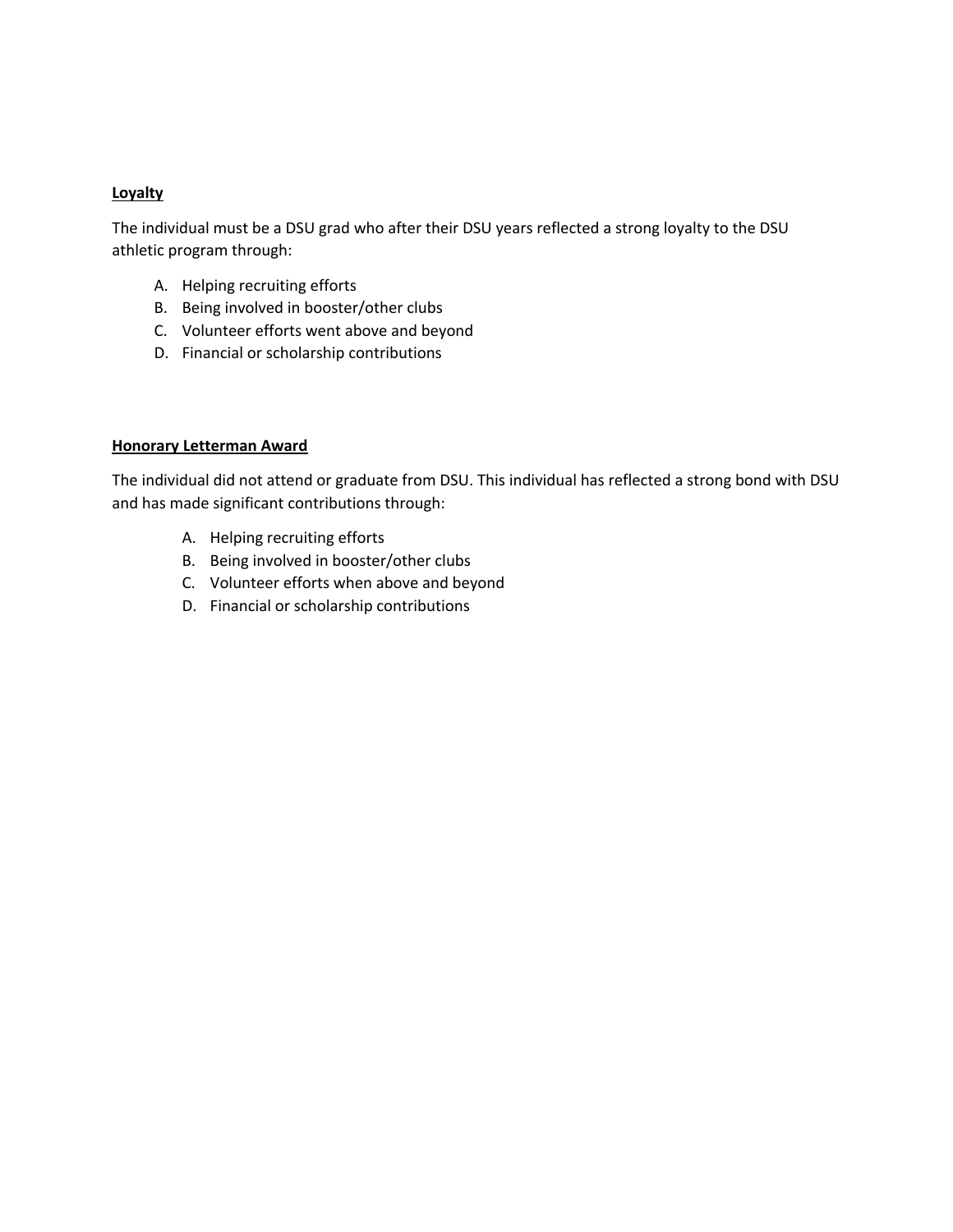**Loyalty**

The individual must be a DSU grad who after their DSU years reflected a strong loyalty to the DSU athletic program through:

A. Helping recruiting efforts
B. Being involved in booster/other clubs
C. Volunteer efforts went above and beyond
D. Financial or scholarship contributions

**Honorary Letterman Award**

The individual did not attend or graduate from DSU. This individual has reflected a strong bond with DSU and has made significant contributions through:

A. Helping recruiting efforts
B. Being involved in booster/other clubs
C. Volunteer efforts when above and beyond
D. Financial or scholarship contributions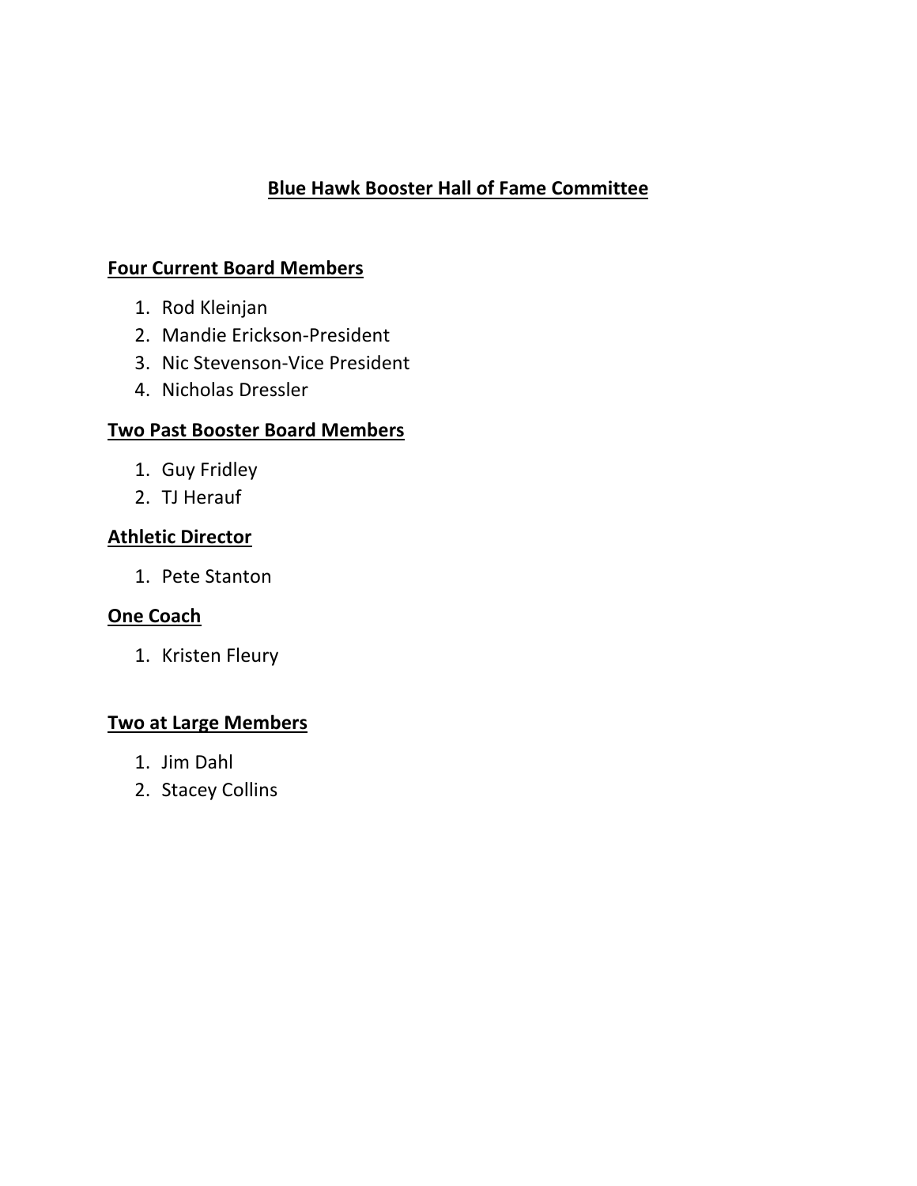# Blue Hawk Booster Hall of Fame Committee

## Four Current Board Members

1. Rod Kleinjan
2. Mandie Erickson-President
3. Nic Stevenson-Vice President
4. Nicholas Dressler

## Two Past Booster Board Members

1. Guy Fridley
2. TJ Herauf

## Athletic Director

1. Pete Stanton

## One Coach

1. Kristen Fleury

## Two at Large Members

1. Jim Dahl
2. Stacey Collins